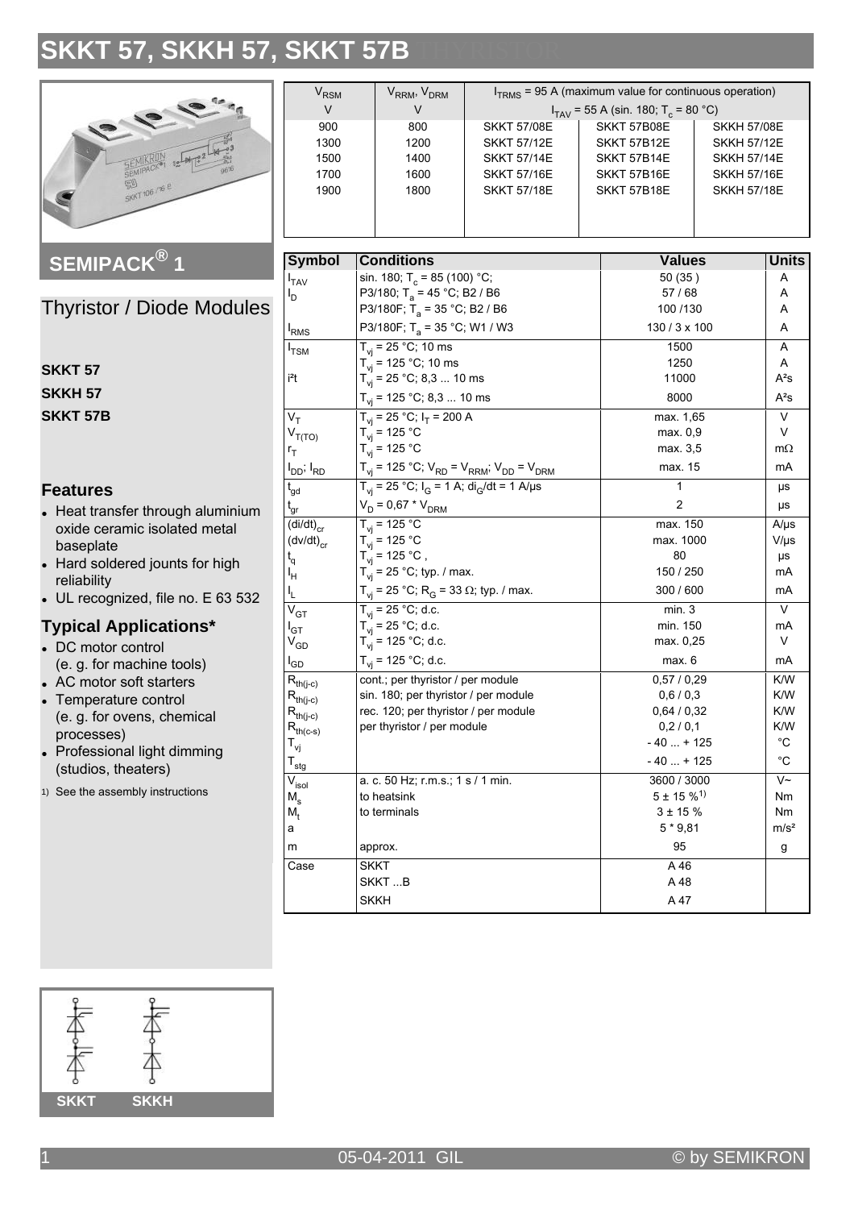# SKKT 57, SKKH 57, SKKT 57B

| $V_{RSM}$ | $V_{RRM}$, $V_{DRM}$ | $I_{TRMS}$ = 95 A (maximum value for continuous operation) | | |
|---|---|---|---|---|
| V | V | $I_{TAV}$ = 55 A (sin. 180; $T_c$ = 80 °C) | | |
| 900 | 800 | SKKT 57/08E | SKKT 57B08E | SKKH 57/08E |
| 1300 | 1200 | SKKT 57/12E | SKKT 57B12E | SKKH 57/12E |
| 1500 | 1400 | SKKT 57/14E | SKKT 57B14E | SKKH 57/14E |
| 1700 | 1600 | SKKT 57/16E | SKKT 57B16E | SKKH 57/16E |
| 1900 | 1800 | SKKT 57/18E | SKKT 57B18E | SKKH 57/18E |

## SEMIPACK® 1

## Thyristor / Diode Modules

**SKKT 57**

**SKKH 57**

**SKKT 57B**

### Features

- Heat transfer through aluminium oxide ceramic isolated metal baseplate
- Hard soldered jounts for high reliability
- UL recognized, file no. E 63 532

### Typical Applications*

- DC motor control (e. g. for machine tools)
- AC motor soft starters
- Temperature control (e. g. for ovens, chemical processes)
- Professional light dimming (studios, theaters)

1) See the assembly instructions

| Symbol | Conditions | Values | Units |
|---|---|---|---|
| $I_{TAV}$ | sin. 180; $T_c$ = 85 (100) °C; | 50 (35 ) | A |
| $I_D$ | P3/180; $T_a$ = 45 °C; B2 / B6 | 57 / 68 | A |
| | P3/180F; $T_a$ = 35 °C; B2 / B6 | 100 /130 | A |
| $I_{RMS}$ | P3/180F; $T_a$ = 35 °C; W1 / W3 | 130 / 3 x 100 | A |
| $I_{TSM}$ | $T_{vj}$ = 25 °C; 10 ms | 1500 | A |
| | $T_{vj}$ = 125 °C; 10 ms | 1250 | A |
| i²t | $T_{vj}$ = 25 °C; 8,3 ... 10 ms | 11000 | A²s |
| | $T_{vj}$ = 125 °C; 8,3 ... 10 ms | 8000 | A²s |
| $V_T$ | $T_{vj}$ = 25 °C; $I_T$ = 200 A | max. 1,65 | V |
| $V_{T(TO)}$ | $T_{vj}$ = 125 °C | max. 0,9 | V |
| $r_T$ | $T_{vj}$ = 125 °C | max. 3,5 | mΩ |
| $I_{DD}$; $I_{RD}$ | $T_{vj}$ = 125 °C; $V_{RD}$ = $V_{RRM}$; $V_{DD}$ = $V_{DRM}$ | max. 15 | mA |
| $t_{gd}$ | $T_{vj}$ = 25 °C; $I_G$ = 1 A; $di_G/dt$ = 1 A/µs | 1 | µs |
| $t_{gr}$ | $V_D$ = 0,67 * $V_{DRM}$ | 2 | µs |
| $(di/dt)_{cr}$ | $T_{vj}$ = 125 °C | max. 150 | A/µs |
| $(dv/dt)_{cr}$ | $T_{vj}$ = 125 °C | max. 1000 | V/µs |
| $t_q$ | $T_{vj}$ = 125 °C , | 80 | µs |
| $I_H$ | $T_{vj}$ = 25 °C; typ. / max. | 150 / 250 | mA |
| $I_L$ | $T_{vj}$ = 25 °C; $R_G$ = 33 Ω; typ. / max. | 300 / 600 | mA |
| $V_{GT}$ | $T_{vj}$ = 25 °C; d.c. | min. 3 | V |
| $I_{GT}$ | $T_{vj}$ = 25 °C; d.c. | min. 150 | mA |
| $V_{GD}$ | $T_{vj}$ = 125 °C; d.c. | max. 0,25 | V |
| $I_{GD}$ | $T_{vj}$ = 125 °C; d.c. | max. 6 | mA |
| $R_{th(j-c)}$ | cont.; per thyristor / per module | 0,57 / 0,29 | K/W |
| $R_{th(j-c)}$ | sin. 180; per thyristor / per module | 0,6 / 0,3 | K/W |
| $R_{th(j-c)}$ | rec. 120; per thyristor / per module | 0,64 / 0,32 | K/W |
| $R_{th(c-s)}$ | per thyristor / per module | 0,2 / 0,1 | K/W |
| $T_{vj}$ | | - 40 ... + 125 | °C |
| $T_{stg}$ | | - 40 ... + 125 | °C |
| $V_{isol}$ | a. c. 50 Hz; r.m.s.; 1 s / 1 min. | 3600 / 3000 | V~ |
| $M_s$ | to heatsink | 5 ± 15 %[1)] | Nm |
| $M_t$ | to terminals | 3 ± 15 % | Nm |
| a | | 5 * 9,81 | m/s² |
| m | approx. | 95 | g |
| Case | SKKT | A 46 | |
| | SKKT ...B | A 48 | |
| | SKKH | A 47 | |

SKKT SKKH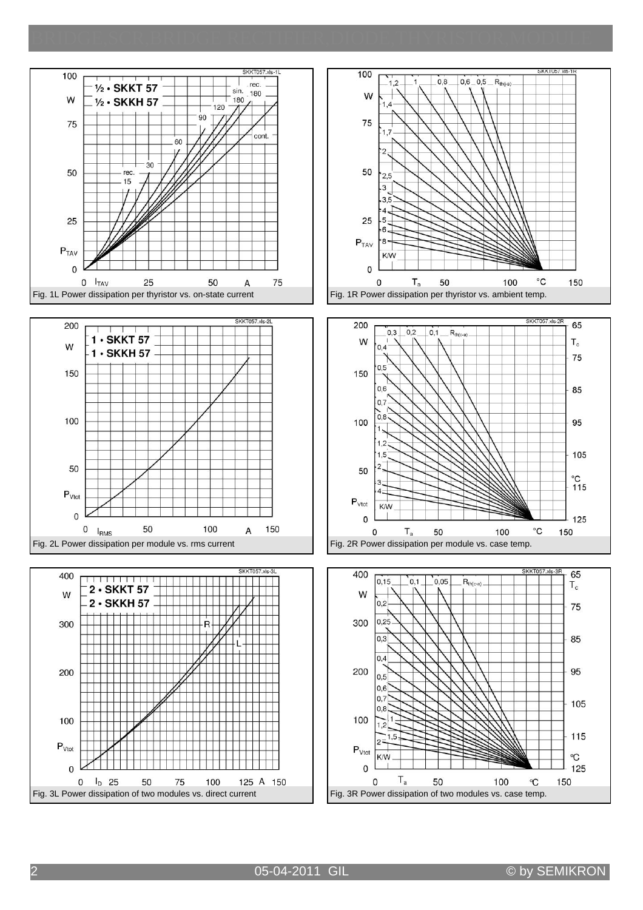Fig. 1L Power dissipation per thyristor vs. on-state current

Fig. 1R Power dissipation per thyristor vs. ambient temp.

Fig. 2L Power dissipation per module vs. rms current

Fig. 2R Power dissipation per module vs. case temp.

Fig. 3L Power dissipation of two modules vs. direct current

Fig. 3R Power dissipation of two modules vs. case temp.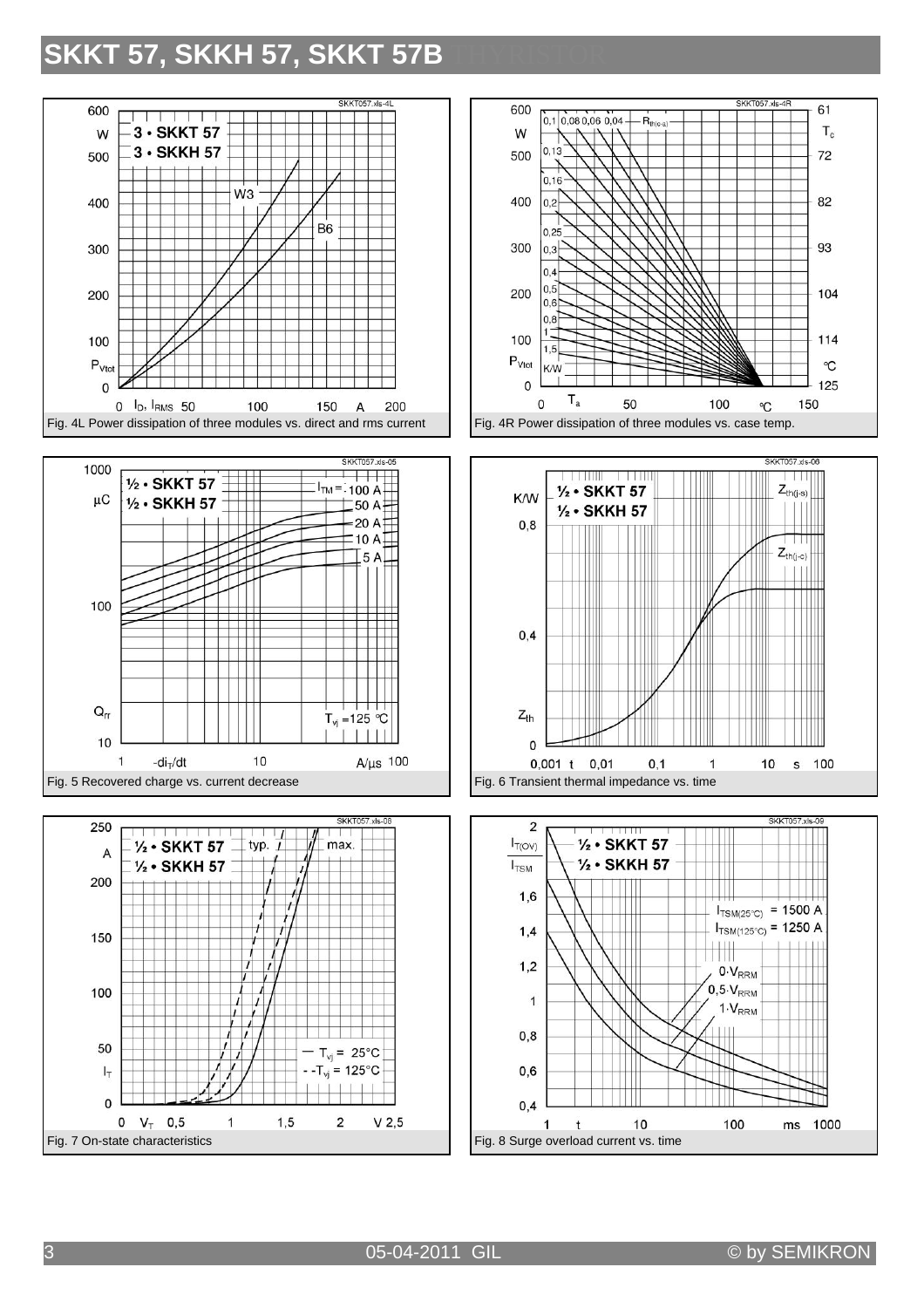Fig. 4L Power dissipation of three modules vs. direct and rms current

Fig. 4R Power dissipation of three modules vs. case temp.

Fig. 5 Recovered charge vs. current decrease

Fig. 6 Transient thermal impedance vs. time

Fig. 7 On-state characteristics

Fig. 8 Surge overload current vs. time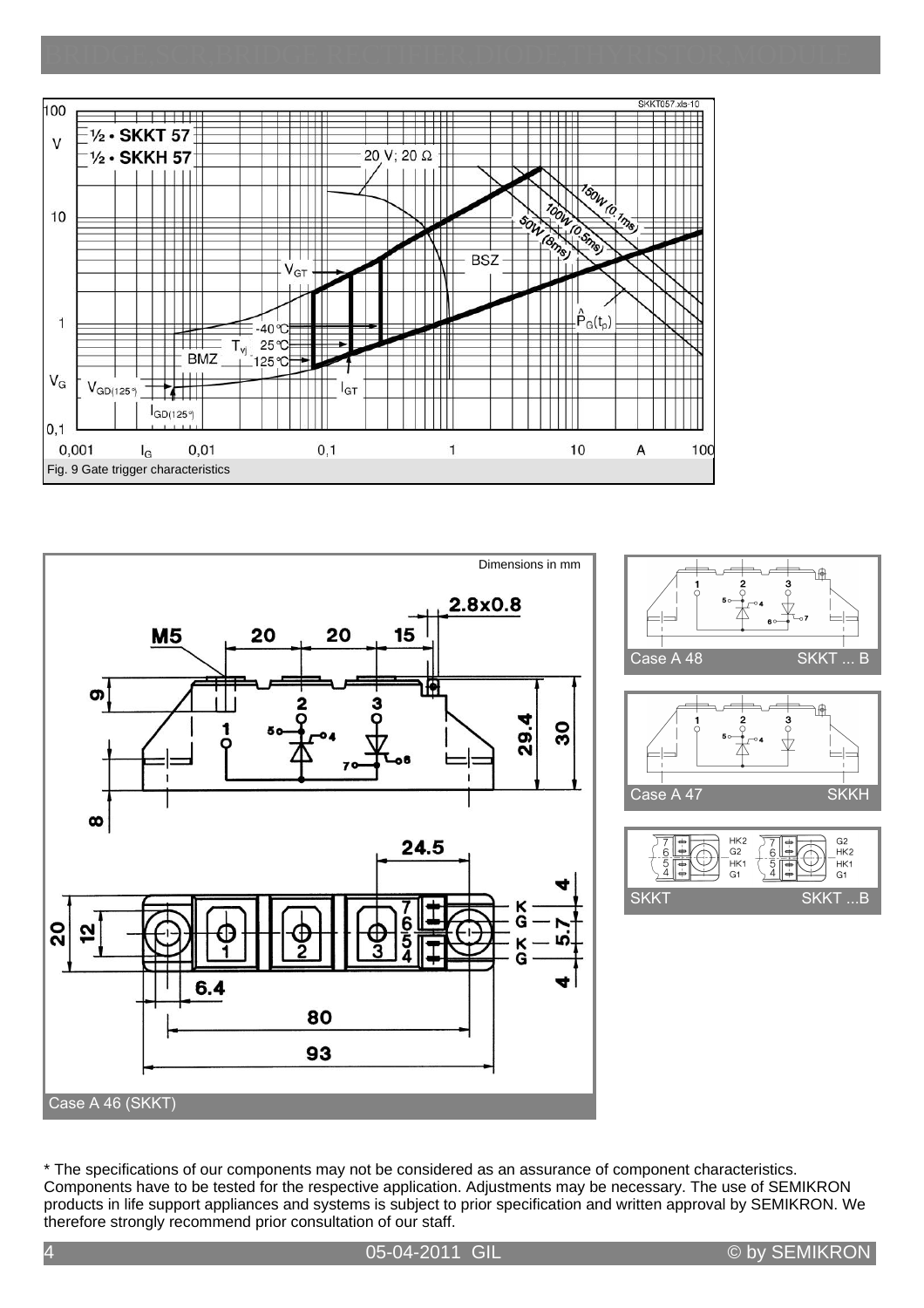SKKT057.xls-10

100

V

½ • SKKT 57

½ • SKKH 57

20 V; 20 Ω

150W (0,1ms)

100W (0,5ms)

50W (8ms)

10

BSZ

$V_{GT}$

$\hat{P}_G(t_p)$

1

-40°C

$T_{vj}$ 25°C

BMZ 125°C

$V_G$

$V_{GD(125°)}$

$I_{GT}$

$I_{GD(125°)}$

0,1

0,001 $I_G$ 0,01 0,1 1 10 A 100

Fig. 9 Gate trigger characteristics

Dimensions in mm

2.8x0.8

M5 20 20 15

9 29.4 30

8

24.5

4

20 12 5.7

4

6.4

80

93

K G K G

Case A 46 (SKKT)

Case A 48 SKKT ... B

Case A 47 SKKH

HK2 G2 HK1 G1

G2 HK2 HK1 G1

SKKT SKKT ...B

\* The specifications of our components may not be considered as an assurance of component characteristics. Components have to be tested for the respective application. Adjustments may be necessary. The use of SEMIKRON products in life support appliances and systems is subject to prior specification and written approval by SEMIKRON. We therefore strongly recommend prior consultation of our staff.

05-04-2011 GIL

© by SEMIKRON